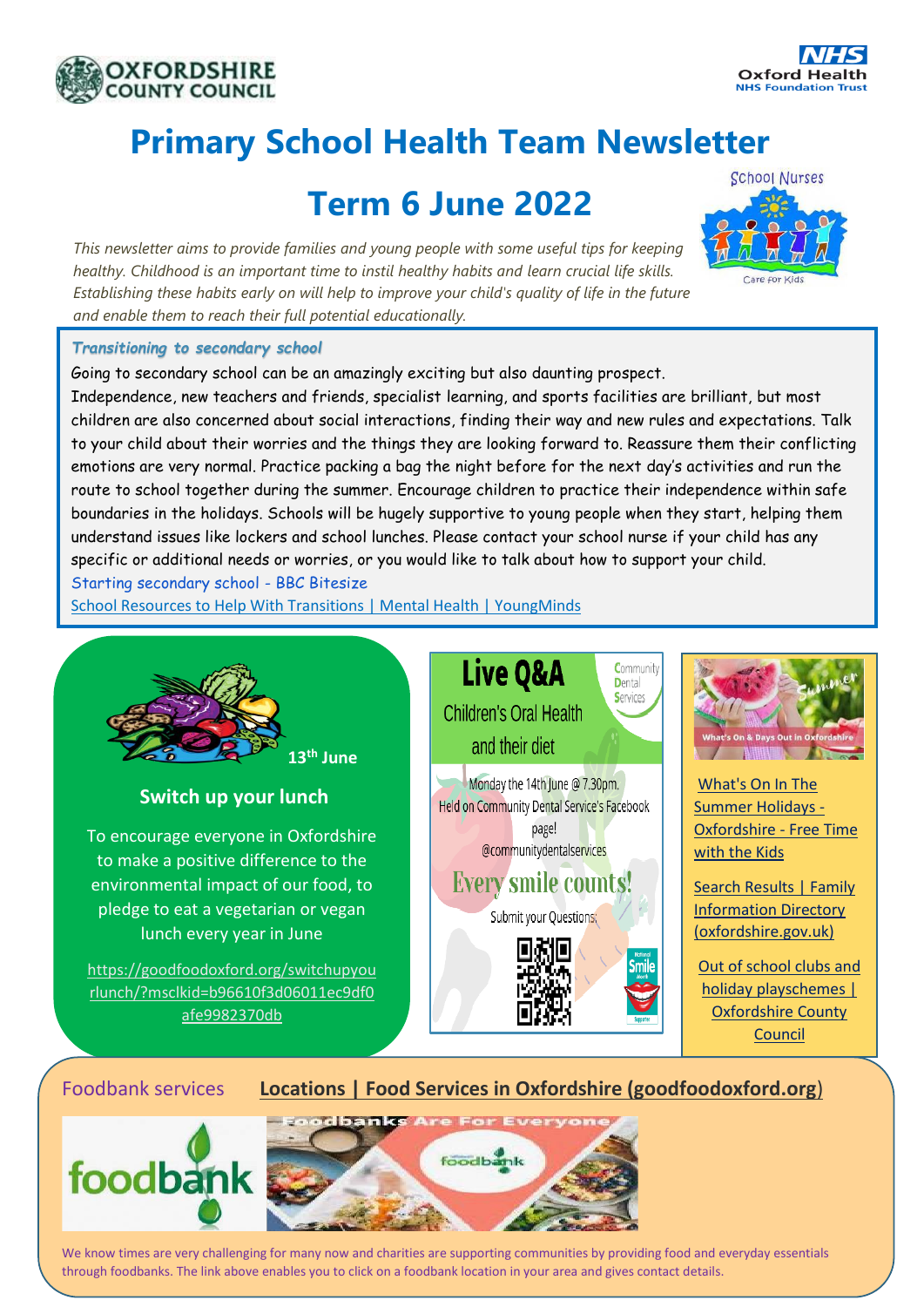OXFORDSHIRE COUNTY COUNCIL

NHS Oxford Health NHS Foundation Trust

# Primary School Health Team Newsletter

# Term 6 June 2022

School Nurses
Care for Kids

*This newsletter aims to provide families and young people with some useful tips for keeping healthy. Childhood is an important time to instil healthy habits and learn crucial life skills. Establishing these habits early on will help to improve your child's quality of life in the future and enable them to reach their full potential educationally.*

## *Transitioning to secondary school*

Going to secondary school can be an amazingly exciting but also daunting prospect. Independence, new teachers and friends, specialist learning, and sports facilities are brilliant, but most children are also concerned about social interactions, finding their way and new rules and expectations. Talk to your child about their worries and the things they are looking forward to. Reassure them their conflicting emotions are very normal. Practice packing a bag the night before for the next day's activities and run the route to school together during the summer. Encourage children to practice their independence within safe boundaries in the holidays. Schools will be hugely supportive to young people when they start, helping them understand issues like lockers and school lunches. Please contact your school nurse if your child has any specific or additional needs or worries, or you would like to talk about how to support your child.

Starting secondary school - BBC Bitesize

School Resources to Help With Transitions | Mental Health | YoungMinds

**13th June**

### Switch up your lunch

To encourage everyone in Oxfordshire to make a positive difference to the environmental impact of our food, to pledge to eat a vegetarian or vegan lunch every year in June

https://goodfoodoxford.org/switchupyourlunch/?msclkid=b96610f3d06011ec9df0afe9982370db

## Live Q&A

Community Dental Services

Children's Oral Health and their diet

Monday the 14th June @ 7.30pm.
Held on Community Dental Service's Facebook page!
@communitydentalservices

Every smile counts!

Submit your Questions

What's On & Days Out in Oxfordshire

What's On In The Summer Holidays - Oxfordshire - Free Time with the Kids

Search Results | Family Information Directory (oxfordshire.gov.uk)

Out of school clubs and holiday playschemes | Oxfordshire County Council

## Foodbank services

**Locations | Food Services in Oxfordshire (goodfoodoxford.org)**

foodbank

Foodbanks Are For Everyone

We know times are very challenging for many now and charities are supporting communities by providing food and everyday essentials through foodbanks. The link above enables you to click on a foodbank location in your area and gives contact details.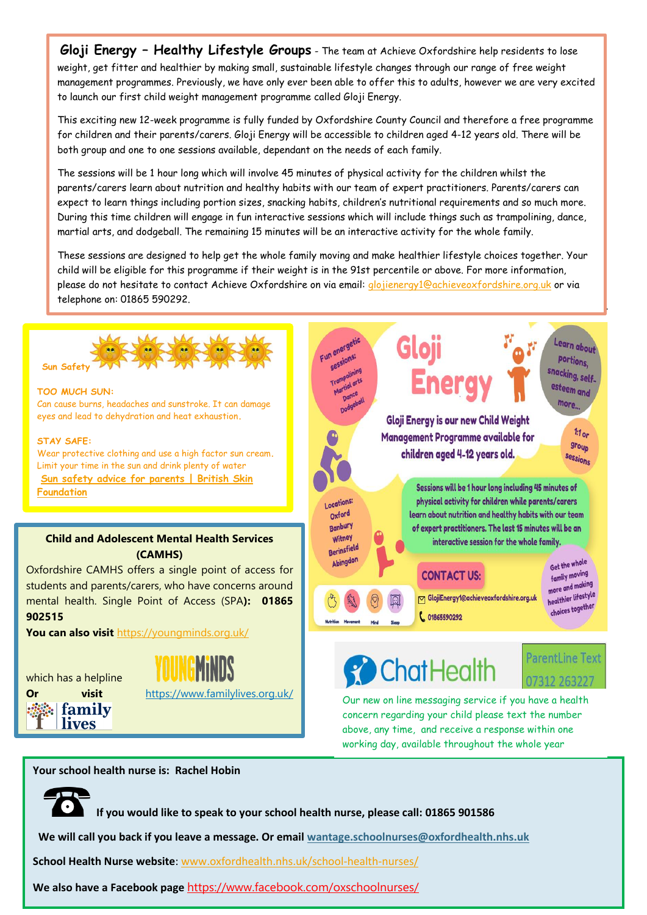**Gloji Energy – Healthy Lifestyle Groups** - The team at Achieve Oxfordshire help residents to lose weight, get fitter and healthier by making small, sustainable lifestyle changes through our range of free weight management programmes. Previously, we have only ever been able to offer this to adults, however we are very excited to launch our first child weight management programme called Gloji Energy.

This exciting new 12-week programme is fully funded by Oxfordshire County Council and therefore a free programme for children and their parents/carers. Gloji Energy will be accessible to children aged 4-12 years old. There will be both group and one to one sessions available, dependant on the needs of each family.

The sessions will be 1 hour long which will involve 45 minutes of physical activity for the children whilst the parents/carers learn about nutrition and healthy habits with our team of expert practitioners. Parents/carers can expect to learn things including portion sizes, snacking habits, children's nutritional requirements and so much more. During this time children will engage in fun interactive sessions which will include things such as trampolining, dance, martial arts, and dodgeball. The remaining 15 minutes will be an interactive activity for the whole family.

These sessions are designed to help get the whole family moving and make healthier lifestyle choices together. Your child will be eligible for this programme if their weight is in the 91st percentile or above. For more information, please do not hesitate to contact Achieve Oxfordshire on via email: glojienergy1@achieveoxfordshire.org.uk or via telephone on: 01865 590292.

**Sun Safety**

TOO MUCH SUN:
Can cause burns, headaches and sunstroke. It can damage eyes and lead to dehydration and heat exhaustion.

STAY SAFE:
Wear protective clothing and use a high factor sun cream. Limit your time in the sun and drink plenty of water
Sun safety advice for parents | British Skin Foundation

**Gloji Energy**

Gloji Energy is our new Child Weight Management Programme available for children aged 4-12 years old.

Fun energetic sessions: Trampolining, Martial arts, Dance, Dodgeball

Learn about portions, snacking, self-esteem and more...

1:1 or group sessions

Sessions will be 1 hour long including 45 minutes of physical activity for children while parents/carers learn about nutrition and healthy habits with our team of expert practitioners. The last 15 minutes will be an interactive session for the whole family.

Locations: Oxford, Banbury, Witney, Berinsfield, Abingdon

Get the whole family moving and making healthier lifestyle choices together

CONTACT US:
GlojiEnergy1@achieveoxfordshire.org.uk
01865590292

Nutrition Movement Mind Sleep

**Child and Adolescent Mental Health Services (CAMHS)**

Oxfordshire CAMHS offers a single point of access for students and parents/carers, who have concerns around mental health. Single Point of Access (SPA)**: 01865 902515**

**You can also visit** https://youngminds.org.uk/

which has a helpline

**Or** **visit** https://www.familylives.org.uk/

**ChatHealth**

ParentLine Text 07312 263227

Our new on line messaging service if you have a health concern regarding your child please text the number above, any time, and receive a response within one working day, available throughout the whole year

**Your school health nurse is: Rachel Hobin**

**If you would like to speak to your school health nurse, please call: 01865 901586**

**We will call you back if you leave a message. Or email wantage.schoolnurses@oxfordhealth.nhs.uk**

**School Health Nurse website**: www.oxfordhealth.nhs.uk/school-health-nurses/

**We also have a Facebook page** https://www.facebook.com/oxschoolnurses/